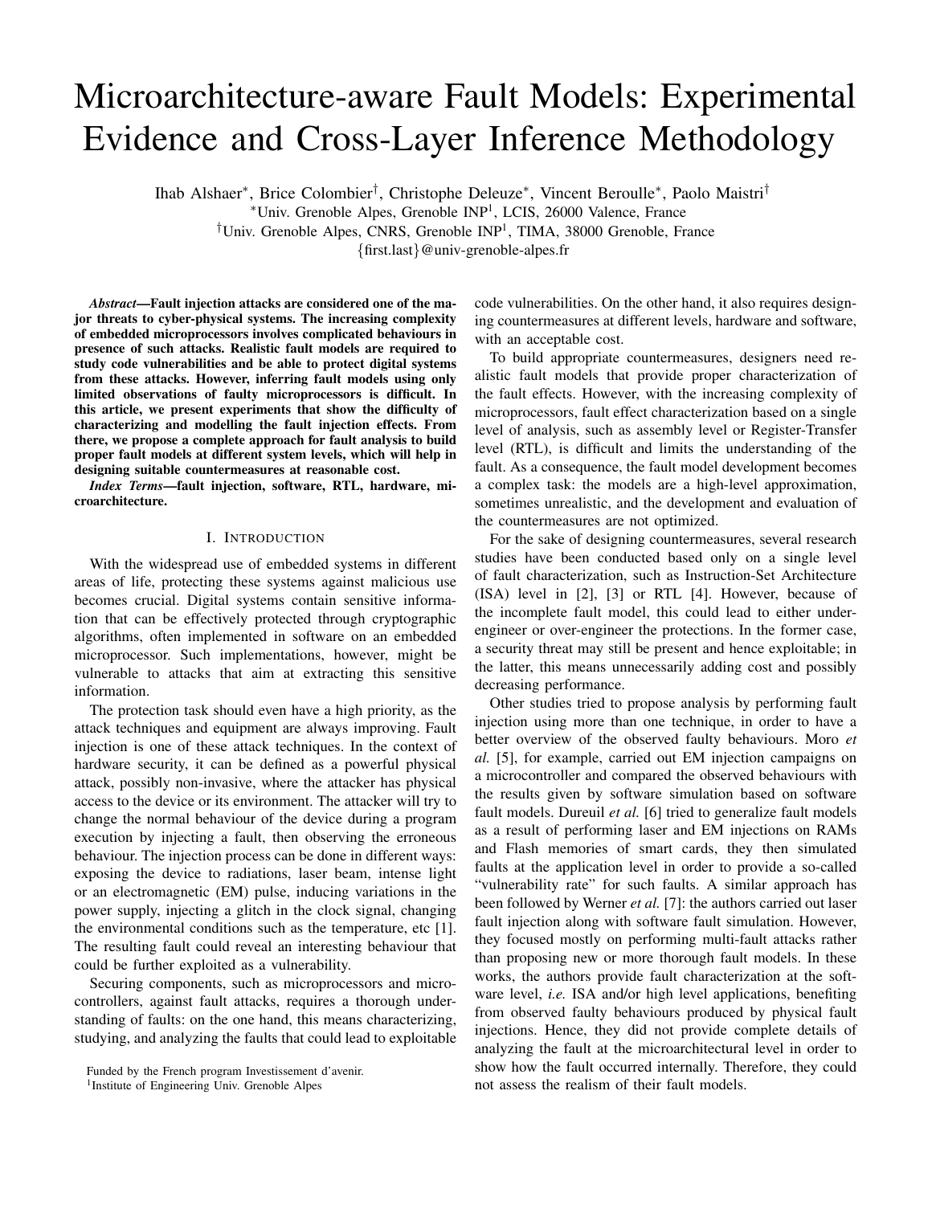# Microarchitecture-aware Fault Models: Experimental Evidence and Cross-Layer Inference Methodology

Ihab Alshaer*, Brice Colombier†, Christophe Deleuze*, Vincent Beroulle*, Paolo Maistri†

*Univ. Grenoble Alpes, Grenoble INP[1], LCIS, 26000 Valence, France

†Univ. Grenoble Alpes, CNRS, Grenoble INP[1], TIMA, 38000 Grenoble, France

{first.last}@univ-grenoble-alpes.fr

***Abstract*—Fault injection attacks are considered one of the major threats to cyber-physical systems. The increasing complexity of embedded microprocessors involves complicated behaviours in presence of such attacks. Realistic fault models are required to study code vulnerabilities and be able to protect digital systems from these attacks. However, inferring fault models using only limited observations of faulty microprocessors is difficult. In this article, we present experiments that show the difficulty of characterizing and modelling the fault injection effects. From there, we propose a complete approach for fault analysis to build proper fault models at different system levels, which will help in designing suitable countermeasures at reasonable cost.**

***Index Terms*—fault injection, software, RTL, hardware, microarchitecture.**

## I. Introduction

With the widespread use of embedded systems in different areas of life, protecting these systems against malicious use becomes crucial. Digital systems contain sensitive information that can be effectively protected through cryptographic algorithms, often implemented in software on an embedded microprocessor. Such implementations, however, might be vulnerable to attacks that aim at extracting this sensitive information.

The protection task should even have a high priority, as the attack techniques and equipment are always improving. Fault injection is one of these attack techniques. In the context of hardware security, it can be defined as a powerful physical attack, possibly non-invasive, where the attacker has physical access to the device or its environment. The attacker will try to change the normal behaviour of the device during a program execution by injecting a fault, then observing the erroneous behaviour. The injection process can be done in different ways: exposing the device to radiations, laser beam, intense light or an electromagnetic (EM) pulse, inducing variations in the power supply, injecting a glitch in the clock signal, changing the environmental conditions such as the temperature, etc [1]. The resulting fault could reveal an interesting behaviour that could be further exploited as a vulnerability.

Securing components, such as microprocessors and microcontrollers, against fault attacks, requires a thorough understanding of faults: on the one hand, this means characterizing, studying, and analyzing the faults that could lead to exploitable code vulnerabilities. On the other hand, it also requires designing countermeasures at different levels, hardware and software, with an acceptable cost.

To build appropriate countermeasures, designers need realistic fault models that provide proper characterization of the fault effects. However, with the increasing complexity of microprocessors, fault effect characterization based on a single level of analysis, such as assembly level or Register-Transfer level (RTL), is difficult and limits the understanding of the fault. As a consequence, the fault model development becomes a complex task: the models are a high-level approximation, sometimes unrealistic, and the development and evaluation of the countermeasures are not optimized.

For the sake of designing countermeasures, several research studies have been conducted based only on a single level of fault characterization, such as Instruction-Set Architecture (ISA) level in [2], [3] or RTL [4]. However, because of the incomplete fault model, this could lead to either under-engineer or over-engineer the protections. In the former case, a security threat may still be present and hence exploitable; in the latter, this means unnecessarily adding cost and possibly decreasing performance.

Other studies tried to propose analysis by performing fault injection using more than one technique, in order to have a better overview of the observed faulty behaviours. Moro *et al.* [5], for example, carried out EM injection campaigns on a microcontroller and compared the observed behaviours with the results given by software simulation based on software fault models. Dureuil *et al.* [6] tried to generalize fault models as a result of performing laser and EM injections on RAMs and Flash memories of smart cards, they then simulated faults at the application level in order to provide a so-called "vulnerability rate" for such faults. A similar approach has been followed by Werner *et al.* [7]: the authors carried out laser fault injection along with software fault simulation. However, they focused mostly on performing multi-fault attacks rather than proposing new or more thorough fault models. In these works, the authors provide fault characterization at the software level, *i.e.* ISA and/or high level applications, benefiting from observed faulty behaviours produced by physical fault injections. Hence, they did not provide complete details of analyzing the fault at the microarchitectural level in order to show how the fault occurred internally. Therefore, they could not assess the realism of their fault models.

Funded by the French program Investissement d'avenir.

[1]Institute of Engineering Univ. Grenoble Alpes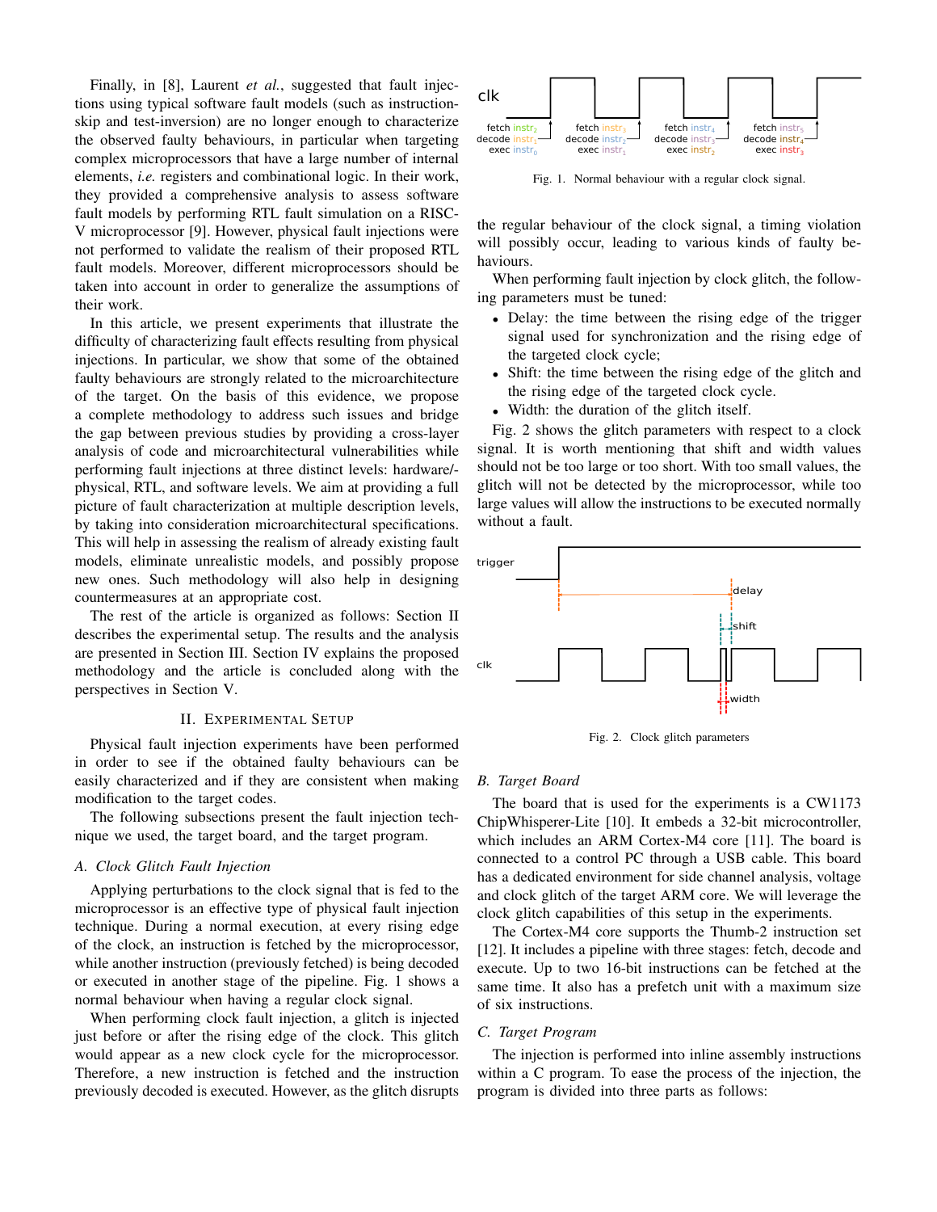Finally, in [8], Laurent *et al.*, suggested that fault injections using typical software fault models (such as instruction-skip and test-inversion) are no longer enough to characterize the observed faulty behaviours, in particular when targeting complex microprocessors that have a large number of internal elements, *i.e.* registers and combinational logic. In their work, they provided a comprehensive analysis to assess software fault models by performing RTL fault simulation on a RISC-V microprocessor [9]. However, physical fault injections were not performed to validate the realism of their proposed RTL fault models. Moreover, different microprocessors should be taken into account in order to generalize the assumptions of their work.

In this article, we present experiments that illustrate the difficulty of characterizing fault effects resulting from physical injections. In particular, we show that some of the obtained faulty behaviours are strongly related to the microarchitecture of the target. On the basis of this evidence, we propose a complete methodology to address such issues and bridge the gap between previous studies by providing a cross-layer analysis of code and microarchitectural vulnerabilities while performing fault injections at three distinct levels: hardware/-physical, RTL, and software levels. We aim at providing a full picture of fault characterization at multiple description levels, by taking into consideration microarchitectural specifications. This will help in assessing the realism of already existing fault models, eliminate unrealistic models, and possibly propose new ones. Such methodology will also help in designing countermeasures at an appropriate cost.

The rest of the article is organized as follows: Section II describes the experimental setup. The results and the analysis are presented in Section III. Section IV explains the proposed methodology and the article is concluded along with the perspectives in Section V.

## II. Experimental Setup

Physical fault injection experiments have been performed in order to see if the obtained faulty behaviours can be easily characterized and if they are consistent when making modification to the target codes.

The following subsections present the fault injection technique we used, the target board, and the target program.

### A. Clock Glitch Fault Injection

Applying perturbations to the clock signal that is fed to the microprocessor is an effective type of physical fault injection technique. During a normal execution, at every rising edge of the clock, an instruction is fetched by the microprocessor, while another instruction (previously fetched) is being decoded or executed in another stage of the pipeline. Fig. 1 shows a normal behaviour when having a regular clock signal.

When performing clock fault injection, a glitch is injected just before or after the rising edge of the clock. This glitch would appear as a new clock cycle for the microprocessor. Therefore, a new instruction is fetched and the instruction previously decoded is executed. However, as the glitch disrupts

Fig. 1. Normal behaviour with a regular clock signal.

the regular behaviour of the clock signal, a timing violation will possibly occur, leading to various kinds of faulty behaviours.

When performing fault injection by clock glitch, the following parameters must be tuned:

- Delay: the time between the rising edge of the trigger signal used for synchronization and the rising edge of the targeted clock cycle;
- Shift: the time between the rising edge of the glitch and the rising edge of the targeted clock cycle.
- Width: the duration of the glitch itself.

Fig. 2 shows the glitch parameters with respect to a clock signal. It is worth mentioning that shift and width values should not be too large or too short. With too small values, the glitch will not be detected by the microprocessor, while too large values will allow the instructions to be executed normally without a fault.

Fig. 2. Clock glitch parameters

### B. Target Board

The board that is used for the experiments is a CW1173 ChipWhisperer-Lite [10]. It embeds a 32-bit microcontroller, which includes an ARM Cortex-M4 core [11]. The board is connected to a control PC through a USB cable. This board has a dedicated environment for side channel analysis, voltage and clock glitch of the target ARM core. We will leverage the clock glitch capabilities of this setup in the experiments.

The Cortex-M4 core supports the Thumb-2 instruction set [12]. It includes a pipeline with three stages: fetch, decode and execute. Up to two 16-bit instructions can be fetched at the same time. It also has a prefetch unit with a maximum size of six instructions.

### C. Target Program

The injection is performed into inline assembly instructions within a C program. To ease the process of the injection, the program is divided into three parts as follows: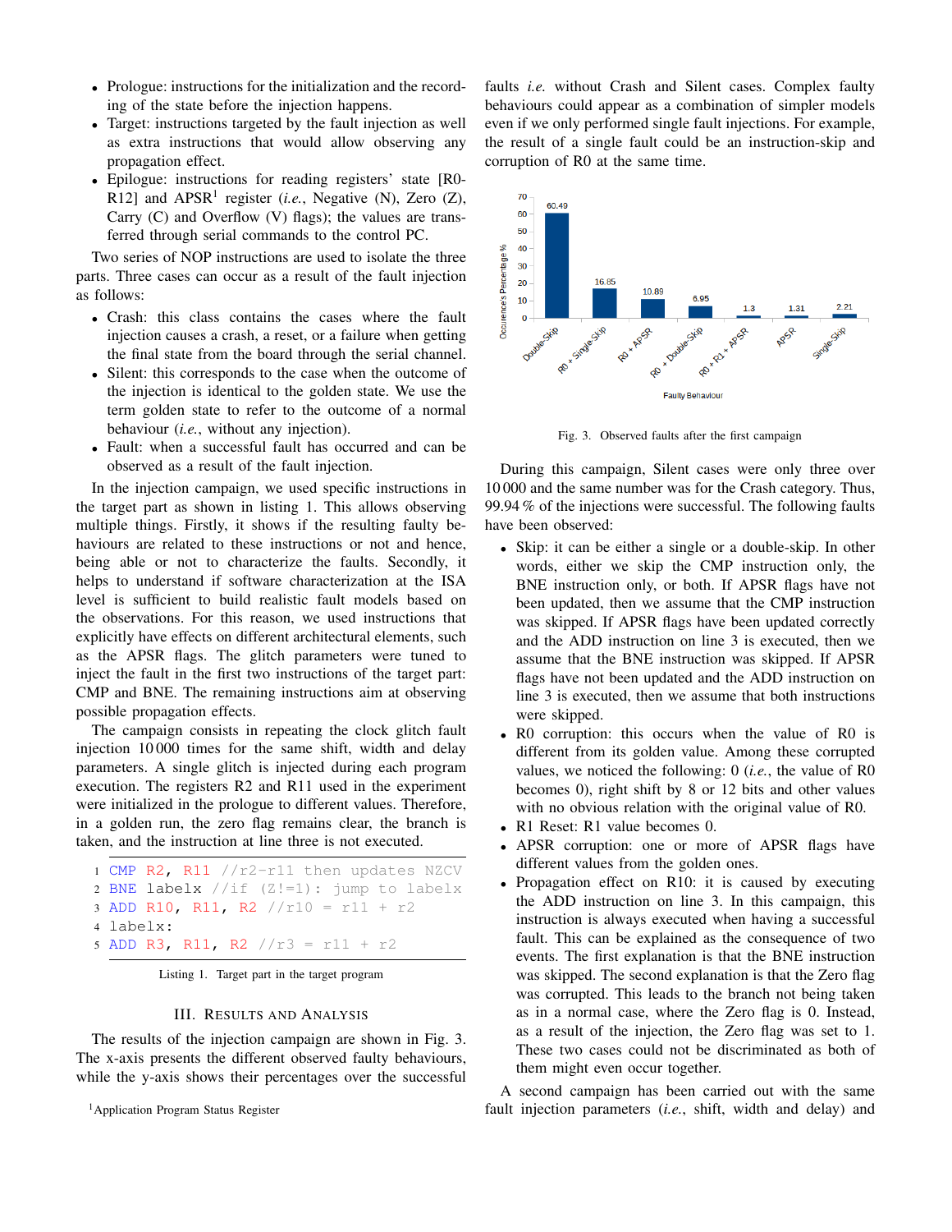- Prologue: instructions for the initialization and the recording of the state before the injection happens.
- Target: instructions targeted by the fault injection as well as extra instructions that would allow observing any propagation effect.
- Epilogue: instructions for reading registers' state [R0-R12] and APSR[1] register (*i.e.*, Negative (N), Zero (Z), Carry (C) and Overflow (V) flags); the values are transferred through serial commands to the control PC.

Two series of NOP instructions are used to isolate the three parts. Three cases can occur as a result of the fault injection as follows:

- Crash: this class contains the cases where the fault injection causes a crash, a reset, or a failure when getting the final state from the board through the serial channel.
- Silent: this corresponds to the case when the outcome of the injection is identical to the golden state. We use the term golden state to refer to the outcome of a normal behaviour (*i.e.*, without any injection).
- Fault: when a successful fault has occurred and can be observed as a result of the fault injection.

In the injection campaign, we used specific instructions in the target part as shown in listing 1. This allows observing multiple things. Firstly, it shows if the resulting faulty behaviours are related to these instructions or not and hence, being able or not to characterize the faults. Secondly, it helps to understand if software characterization at the ISA level is sufficient to build realistic fault models based on the observations. For this reason, we used instructions that explicitly have effects on different architectural elements, such as the APSR flags. The glitch parameters were tuned to inject the fault in the first two instructions of the target part: CMP and BNE. The remaining instructions aim at observing possible propagation effects.

The campaign consists in repeating the clock glitch fault injection 10 000 times for the same shift, width and delay parameters. A single glitch is injected during each program execution. The registers R2 and R11 used in the experiment were initialized in the prologue to different values. Therefore, in a golden run, the zero flag remains clear, the branch is taken, and the instruction at line three is not executed.

```
1 CMP R2, R11 //r2-r11 then updates NZCV
2 BNE labelx //if (Z!=1): jump to labelx
3 ADD R10, R11, R2 //r10 = r11 + r2
4 labelx:
5 ADD R3, R11, R2 //r3 = r11 + r2
```

Listing 1. Target part in the target program

## III. Results and Analysis

The results of the injection campaign are shown in Fig. 3. The x-axis presents the different observed faulty behaviours, while the y-axis shows their percentages over the successful faults *i.e.* without Crash and Silent cases. Complex faulty behaviours could appear as a combination of simpler models even if we only performed single fault injections. For example, the result of a single fault could be an instruction-skip and corruption of R0 at the same time.

| Faulty Behaviour | Occurence's Percentage % |
|---|---|
| Double-Skip | 60.49 |
| R0 + Single-Skip | 16.85 |
| R0 + APSR | 10.89 |
| R0 + Double-Skip | 6.95 |
| R0 + R1 + APSR | 1.3 |
| APSR | 1.31 |
| Single-Skip | 2.21 |

Fig. 3. Observed faults after the first campaign

During this campaign, Silent cases were only three over 10 000 and the same number was for the Crash category. Thus, 99.94 % of the injections were successful. The following faults have been observed:

- Skip: it can be either a single or a double-skip. In other words, either we skip the CMP instruction only, the BNE instruction only, or both. If APSR flags have not been updated, then we assume that the CMP instruction was skipped. If APSR flags have been updated correctly and the ADD instruction on line 3 is executed, then we assume that the BNE instruction was skipped. If APSR flags have not been updated and the ADD instruction on line 3 is executed, then we assume that both instructions were skipped.
- R0 corruption: this occurs when the value of R0 is different from its golden value. Among these corrupted values, we noticed the following: 0 (*i.e.*, the value of R0 becomes 0), right shift by 8 or 12 bits and other values with no obvious relation with the original value of R0.
- R1 Reset: R1 value becomes 0.
- APSR corruption: one or more of APSR flags have different values from the golden ones.
- Propagation effect on R10: it is caused by executing the ADD instruction on line 3. In this campaign, this instruction is always executed when having a successful fault. This can be explained as the consequence of two events. The first explanation is that the BNE instruction was skipped. The second explanation is that the Zero flag was corrupted. This leads to the branch not being taken as in a normal case, where the Zero flag is 0. Instead, as a result of the injection, the Zero flag was set to 1. These two cases could not be discriminated as both of them might even occur together.

A second campaign has been carried out with the same fault injection parameters (*i.e.*, shift, width and delay) and

[1] Application Program Status Register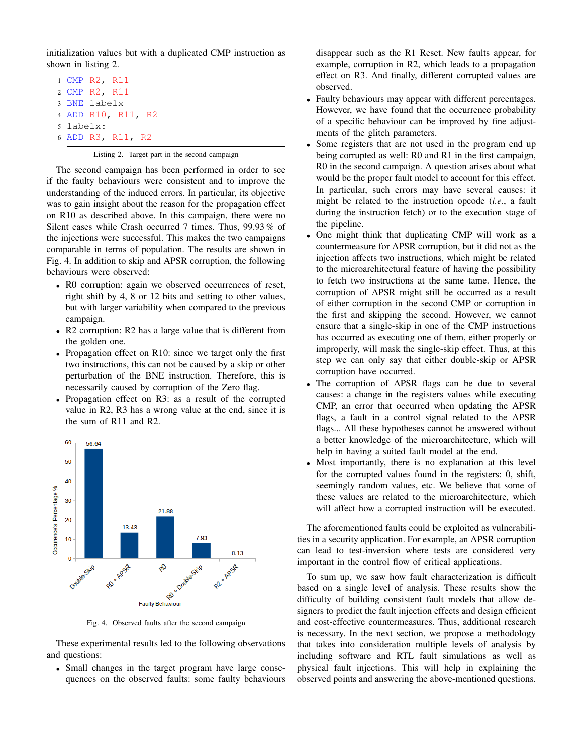initialization values but with a duplicated CMP instruction as shown in listing 2.

```
1 CMP R2, R11
2 CMP R2, R11
3 BNE labelx
4 ADD R10, R11, R2
5 labelx:
6 ADD R3, R11, R2
```

Listing 2. Target part in the second campaign

The second campaign has been performed in order to see if the faulty behaviours were consistent and to improve the understanding of the induced errors. In particular, its objective was to gain insight about the reason for the propagation effect on R10 as described above. In this campaign, there were no Silent cases while Crash occurred 7 times. Thus, 99.93 % of the injections were successful. This makes the two campaigns comparable in terms of population. The results are shown in Fig. 4. In addition to skip and APSR corruption, the following behaviours were observed:

- R0 corruption: again we observed occurrences of reset, right shift by 4, 8 or 12 bits and setting to other values, but with larger variability when compared to the previous campaign.
- R2 corruption: R2 has a large value that is different from the golden one.
- Propagation effect on R10: since we target only the first two instructions, this can not be caused by a skip or other perturbation of the BNE instruction. Therefore, this is necessarily caused by corruption of the Zero flag.
- Propagation effect on R3: as a result of the corrupted value in R2, R3 has a wrong value at the end, since it is the sum of R11 and R2.

| Faulty Behaviour | Occurence's Percentage % |
|---|---|
| Double-Skip | 56.64 |
| R0 + APSR | 13.43 |
| R0 | 21.88 |
| R0 + Double-Skip | 7.93 |
| R2 + APSR | 0.13 |

Fig. 4. Observed faults after the second campaign

These experimental results led to the following observations and questions:

- Small changes in the target program have large consequences on the observed faults: some faulty behaviours disappear such as the R1 Reset. New faults appear, for example, corruption in R2, which leads to a propagation effect on R3. And finally, different corrupted values are observed.
- Faulty behaviours may appear with different percentages. However, we have found that the occurrence probability of a specific behaviour can be improved by fine adjustments of the glitch parameters.
- Some registers that are not used in the program end up being corrupted as well: R0 and R1 in the first campaign, R0 in the second campaign. A question arises about what would be the proper fault model to account for this effect. In particular, such errors may have several causes: it might be related to the instruction opcode (*i.e.*, a fault during the instruction fetch) or to the execution stage of the pipeline.
- One might think that duplicating CMP will work as a countermeasure for APSR corruption, but it did not as the injection affects two instructions, which might be related to the microarchitectural feature of having the possibility to fetch two instructions at the same tame. Hence, the corruption of APSR might still be occurred as a result of either corruption in the second CMP or corruption in the first and skipping the second. However, we cannot ensure that a single-skip in one of the CMP instructions has occurred as executing one of them, either properly or improperly, will mask the single-skip effect. Thus, at this step we can only say that either double-skip or APSR corruption have occurred.
- The corruption of APSR flags can be due to several causes: a change in the registers values while executing CMP, an error that occurred when updating the APSR flags, a fault in a control signal related to the APSR flags... All these hypotheses cannot be answered without a better knowledge of the microarchitecture, which will help in having a suited fault model at the end.
- Most importantly, there is no explanation at this level for the corrupted values found in the registers: 0, shift, seemingly random values, etc. We believe that some of these values are related to the microarchitecture, which will affect how a corrupted instruction will be executed.

The aforementioned faults could be exploited as vulnerabilities in a security application. For example, an APSR corruption can lead to test-inversion where tests are considered very important in the control flow of critical applications.

To sum up, we saw how fault characterization is difficult based on a single level of analysis. These results show the difficulty of building consistent fault models that allow designers to predict the fault injection effects and design efficient and cost-effective countermeasures. Thus, additional research is necessary. In the next section, we propose a methodology that takes into consideration multiple levels of analysis by including software and RTL fault simulations as well as physical fault injections. This will help in explaining the observed points and answering the above-mentioned questions.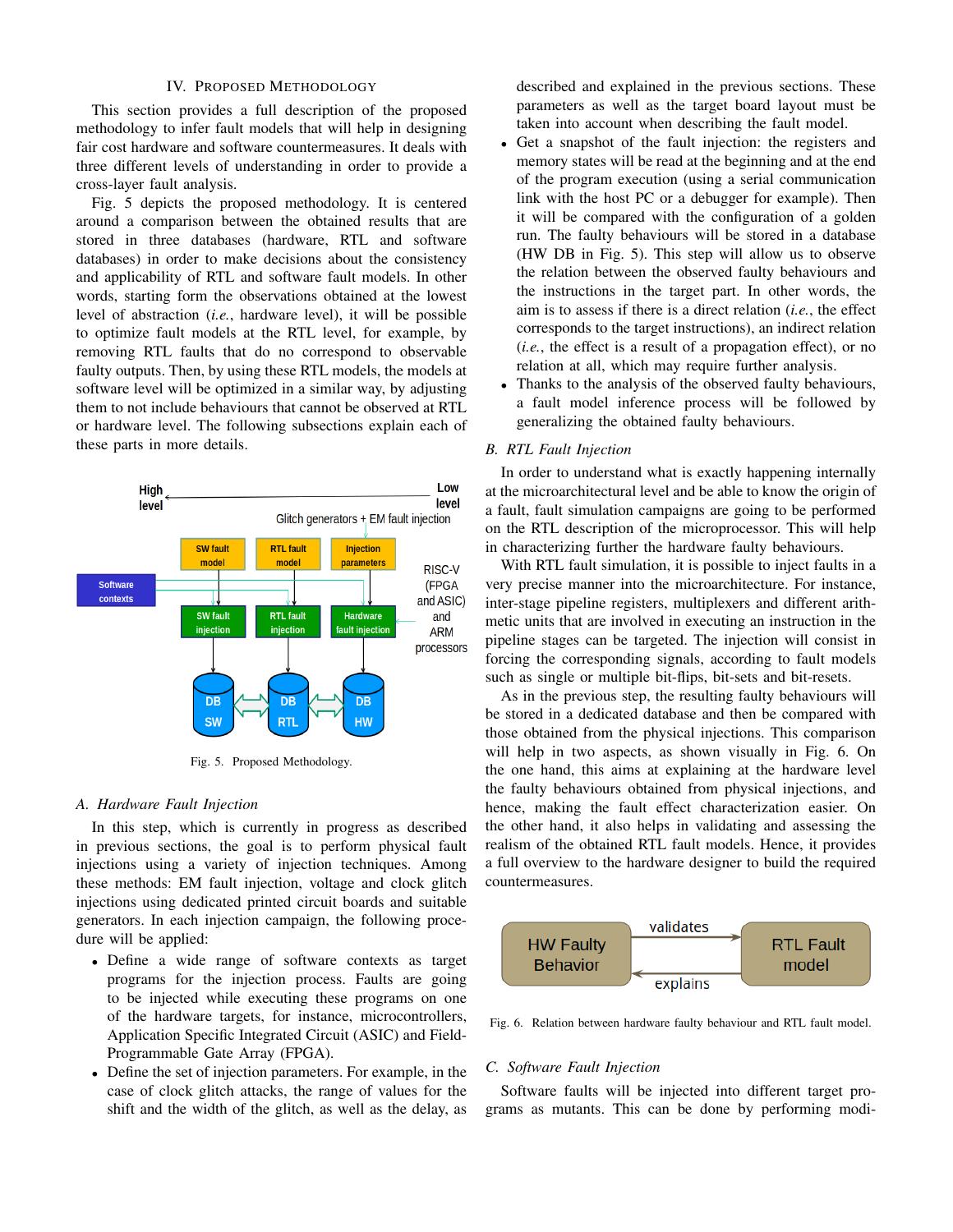## IV. Proposed Methodology

This section provides a full description of the proposed methodology to infer fault models that will help in designing fair cost hardware and software countermeasures. It deals with three different levels of understanding in order to provide a cross-layer fault analysis.

Fig. 5 depicts the proposed methodology. It is centered around a comparison between the obtained results that are stored in three databases (hardware, RTL and software databases) in order to make decisions about the consistency and applicability of RTL and software fault models. In other words, starting form the observations obtained at the lowest level of abstraction (*i.e.*, hardware level), it will be possible to optimize fault models at the RTL level, for example, by removing RTL faults that do no correspond to observable faulty outputs. Then, by using these RTL models, the models at software level will be optimized in a similar way, by adjusting them to not include behaviours that cannot be observed at RTL or hardware level. The following subsections explain each of these parts in more details.

Fig. 5. Proposed Methodology.

### A. Hardware Fault Injection

In this step, which is currently in progress as described in previous sections, the goal is to perform physical fault injections using a variety of injection techniques. Among these methods: EM fault injection, voltage and clock glitch injections using dedicated printed circuit boards and suitable generators. In each injection campaign, the following procedure will be applied:

- Define a wide range of software contexts as target programs for the injection process. Faults are going to be injected while executing these programs on one of the hardware targets, for instance, microcontrollers, Application Specific Integrated Circuit (ASIC) and Field-Programmable Gate Array (FPGA).
- Define the set of injection parameters. For example, in the case of clock glitch attacks, the range of values for the shift and the width of the glitch, as well as the delay, as described and explained in the previous sections. These parameters as well as the target board layout must be taken into account when describing the fault model.
- Get a snapshot of the fault injection: the registers and memory states will be read at the beginning and at the end of the program execution (using a serial communication link with the host PC or a debugger for example). Then it will be compared with the configuration of a golden run. The faulty behaviours will be stored in a database (HW DB in Fig. 5). This step will allow us to observe the relation between the observed faulty behaviours and the instructions in the target part. In other words, the aim is to assess if there is a direct relation (*i.e.*, the effect corresponds to the target instructions), an indirect relation (*i.e.*, the effect is a result of a propagation effect), or no relation at all, which may require further analysis.
- Thanks to the analysis of the observed faulty behaviours, a fault model inference process will be followed by generalizing the obtained faulty behaviours.

### B. RTL Fault Injection

In order to understand what is exactly happening internally at the microarchitectural level and be able to know the origin of a fault, fault simulation campaigns are going to be performed on the RTL description of the microprocessor. This will help in characterizing further the hardware faulty behaviours.

With RTL fault simulation, it is possible to inject faults in a very precise manner into the microarchitecture. For instance, inter-stage pipeline registers, multiplexers and different arithmetic units that are involved in executing an instruction in the pipeline stages can be targeted. The injection will consist in forcing the corresponding signals, according to fault models such as single or multiple bit-flips, bit-sets and bit-resets.

As in the previous step, the resulting faulty behaviours will be stored in a dedicated database and then be compared with those obtained from the physical injections. This comparison will help in two aspects, as shown visually in Fig. 6. On the one hand, this aims at explaining at the hardware level the faulty behaviours obtained from physical injections, and hence, making the fault effect characterization easier. On the other hand, it also helps in validating and assessing the realism of the obtained RTL fault models. Hence, it provides a full overview to the hardware designer to build the required countermeasures.

Fig. 6. Relation between hardware faulty behaviour and RTL fault model.

### C. Software Fault Injection

Software faults will be injected into different target programs as mutants. This can be done by performing modi-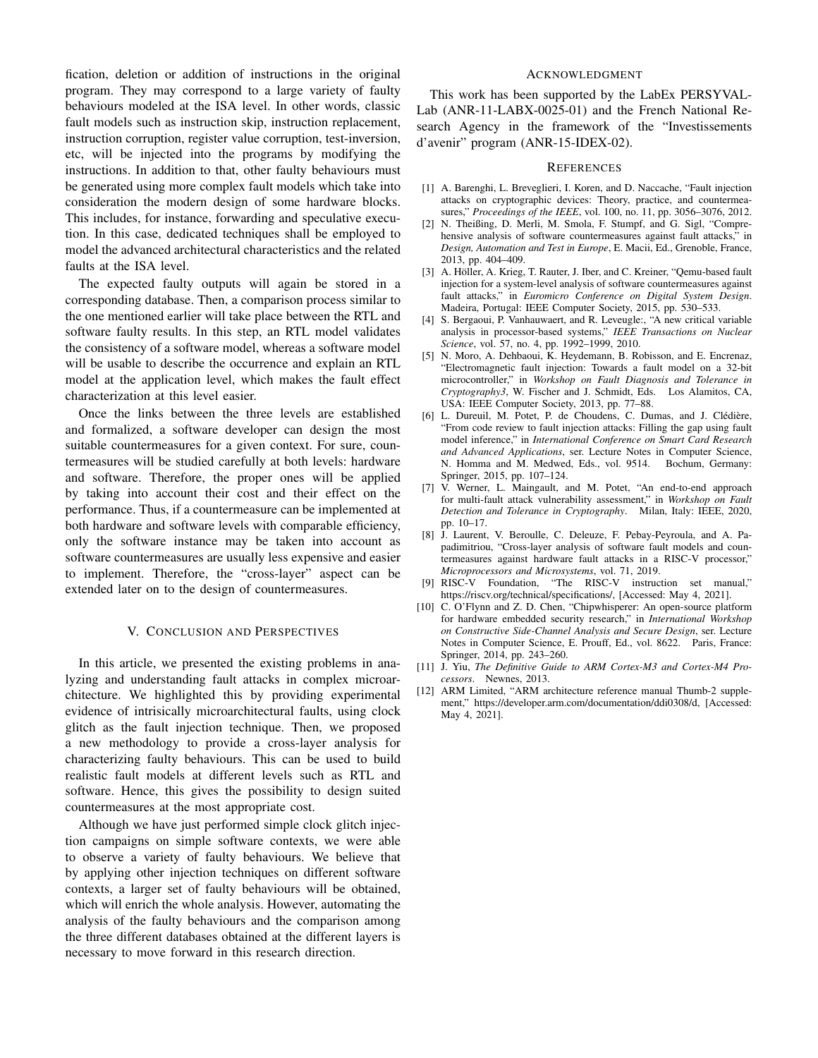fication, deletion or addition of instructions in the original program. They may correspond to a large variety of faulty behaviours modeled at the ISA level. In other words, classic fault models such as instruction skip, instruction replacement, instruction corruption, register value corruption, test-inversion, etc, will be injected into the programs by modifying the instructions. In addition to that, other faulty behaviours must be generated using more complex fault models which take into consideration the modern design of some hardware blocks. This includes, for instance, forwarding and speculative execution. In this case, dedicated techniques shall be employed to model the advanced architectural characteristics and the related faults at the ISA level.

The expected faulty outputs will again be stored in a corresponding database. Then, a comparison process similar to the one mentioned earlier will take place between the RTL and software faulty results. In this step, an RTL model validates the consistency of a software model, whereas a software model will be usable to describe the occurrence and explain an RTL model at the application level, which makes the fault effect characterization at this level easier.

Once the links between the three levels are established and formalized, a software developer can design the most suitable countermeasures for a given context. For sure, countermeasures will be studied carefully at both levels: hardware and software. Therefore, the proper ones will be applied by taking into account their cost and their effect on the performance. Thus, if a countermeasure can be implemented at both hardware and software levels with comparable efficiency, only the software instance may be taken into account as software countermeasures are usually less expensive and easier to implement. Therefore, the "cross-layer" aspect can be extended later on to the design of countermeasures.

## V. Conclusion and Perspectives

In this article, we presented the existing problems in analyzing and understanding fault attacks in complex microarchitecture. We highlighted this by providing experimental evidence of intrisically microarchitectural faults, using clock glitch as the fault injection technique. Then, we proposed a new methodology to provide a cross-layer analysis for characterizing faulty behaviours. This can be used to build realistic fault models at different levels such as RTL and software. Hence, this gives the possibility to design suited countermeasures at the most appropriate cost.

Although we have just performed simple clock glitch injection campaigns on simple software contexts, we were able to observe a variety of faulty behaviours. We believe that by applying other injection techniques on different software contexts, a larger set of faulty behaviours will be obtained, which will enrich the whole analysis. However, automating the analysis of the faulty behaviours and the comparison among the three different databases obtained at the different layers is necessary to move forward in this research direction.

## Acknowledgment

This work has been supported by the LabEx PERSYVAL-Lab (ANR-11-LABX-0025-01) and the French National Research Agency in the framework of the "Investissements d'avenir" program (ANR-15-IDEX-02).

## References

[1] A. Barenghi, L. Breveglieri, I. Koren, and D. Naccache, "Fault injection attacks on cryptographic devices: Theory, practice, and countermeasures," *Proceedings of the IEEE*, vol. 100, no. 11, pp. 3056–3076, 2012.

[2] N. Theißing, D. Merli, M. Smola, F. Stumpf, and G. Sigl, "Comprehensive analysis of software countermeasures against fault attacks," in *Design, Automation and Test in Europe*, E. Macii, Ed., Grenoble, France, 2013, pp. 404–409.

[3] A. Höller, A. Krieg, T. Rauter, J. Iber, and C. Kreiner, "Qemu-based fault injection for a system-level analysis of software countermeasures against fault attacks," in *Euromicro Conference on Digital System Design*. Madeira, Portugal: IEEE Computer Society, 2015, pp. 530–533.

[4] S. Bergaoui, P. Vanhauwaert, and R. Leveugle:, "A new critical variable analysis in processor-based systems," *IEEE Transactions on Nuclear Science*, vol. 57, no. 4, pp. 1992–1999, 2010.

[5] N. Moro, A. Dehbaoui, K. Heydemann, B. Robisson, and E. Encrenaz, "Electromagnetic fault injection: Towards a fault model on a 32-bit microcontroller," in *Workshop on Fault Diagnosis and Tolerance in Cryptography3*, W. Fischer and J. Schmidt, Eds. Los Alamitos, CA, USA: IEEE Computer Society, 2013, pp. 77–88.

[6] L. Dureuil, M. Potet, P. de Choudens, C. Dumas, and J. Clédière, "From code review to fault injection attacks: Filling the gap using fault model inference," in *International Conference on Smart Card Research and Advanced Applications*, ser. Lecture Notes in Computer Science, N. Homma and M. Medwed, Eds., vol. 9514. Bochum, Germany: Springer, 2015, pp. 107–124.

[7] V. Werner, L. Maingault, and M. Potet, "An end-to-end approach for multi-fault attack vulnerability assessment," in *Workshop on Fault Detection and Tolerance in Cryptography*. Milan, Italy: IEEE, 2020, pp. 10–17.

[8] J. Laurent, V. Beroulle, C. Deleuze, F. Pebay-Peyroula, and A. Papadimitriou, "Cross-layer analysis of software fault models and countermeasures against hardware fault attacks in a RISC-V processor," *Microprocessors and Microsystems*, vol. 71, 2019.

[9] RISC-V Foundation, "The RISC-V instruction set manual," https://riscv.org/technical/specifications/, [Accessed: May 4, 2021].

[10] C. O'Flynn and Z. D. Chen, "Chipwhisperer: An open-source platform for hardware embedded security research," in *International Workshop on Constructive Side-Channel Analysis and Secure Design*, ser. Lecture Notes in Computer Science, E. Prouff, Ed., vol. 8622. Paris, France: Springer, 2014, pp. 243–260.

[11] J. Yiu, *The Definitive Guide to ARM Cortex-M3 and Cortex-M4 Processors*. Newnes, 2013.

[12] ARM Limited, "ARM architecture reference manual Thumb-2 supplement," https://developer.arm.com/documentation/ddi0308/d, [Accessed: May 4, 2021].